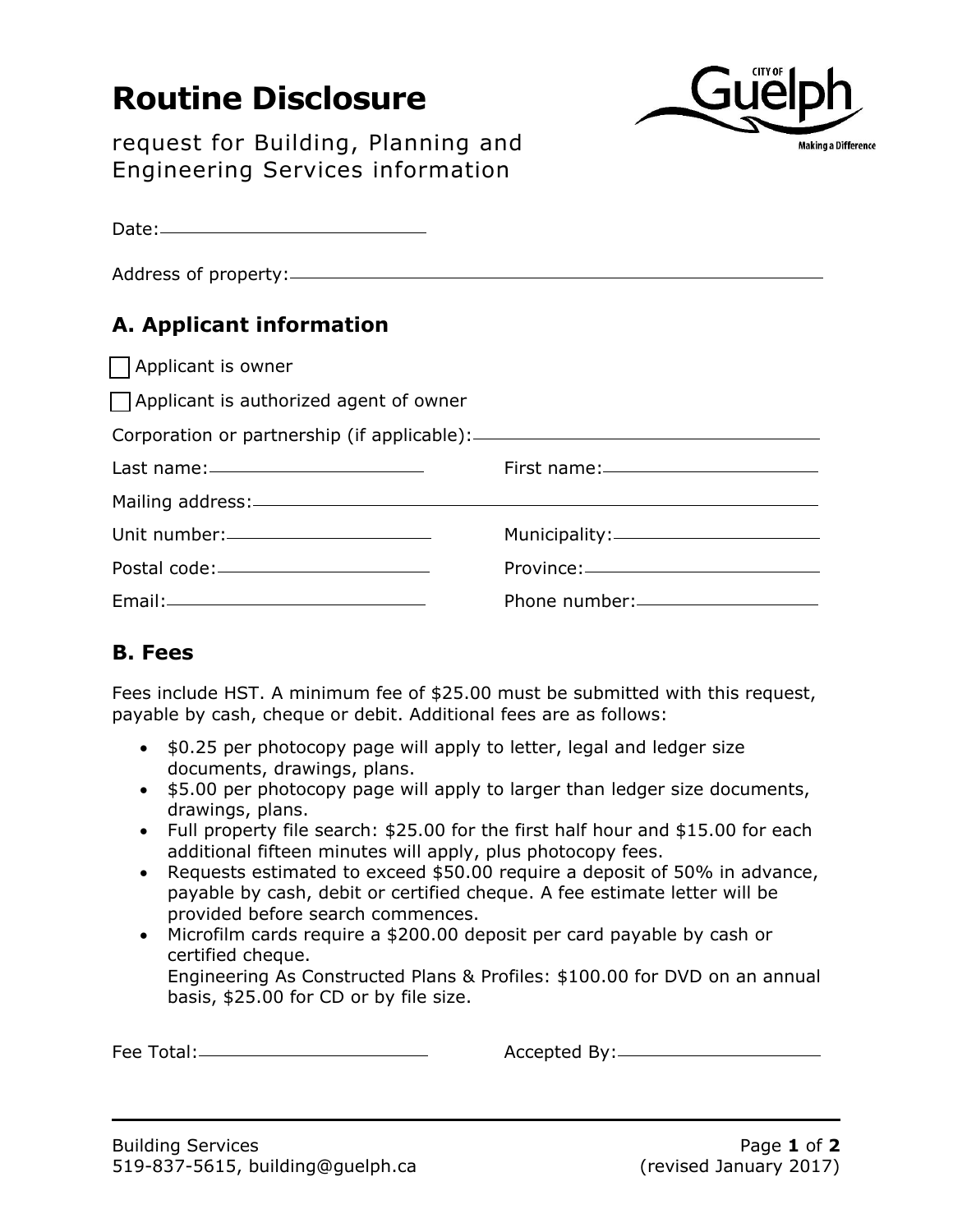# Routine Disclosure

request for Building, Planning and Engineering Services information

Date: ____________________

Address of property: ____________________

## A. Applicant information

☐ Applicant is owner

☐ Applicant is authorized agent of owner

Corporation or partnership (if applicable): ____________________

Last name: ____________________ First name: ____________________

Mailing address: ____________________

Unit number: ____________________ Municipality: ____________________

Postal code: ____________________ Province: ____________________

Email: ____________________ Phone number: ____________________

## B. Fees

Fees include HST. A minimum fee of $25.00 must be submitted with this request, payable by cash, cheque or debit. Additional fees are as follows:

- $0.25 per photocopy page will apply to letter, legal and ledger size documents, drawings, plans.
- $5.00 per photocopy page will apply to larger than ledger size documents, drawings, plans.
- Full property file search: $25.00 for the first half hour and $15.00 for each additional fifteen minutes will apply, plus photocopy fees.
- Requests estimated to exceed $50.00 require a deposit of 50% in advance, payable by cash, debit or certified cheque. A fee estimate letter will be provided before search commences.
- Microfilm cards require a $200.00 deposit per card payable by cash or certified cheque.
  Engineering As Constructed Plans & Profiles: $100.00 for DVD on an annual basis, $25.00 for CD or by file size.

Fee Total: ____________________ Accepted By: ____________________

Building Services
519-837-5615, building@guelph.ca

(revised January 2017)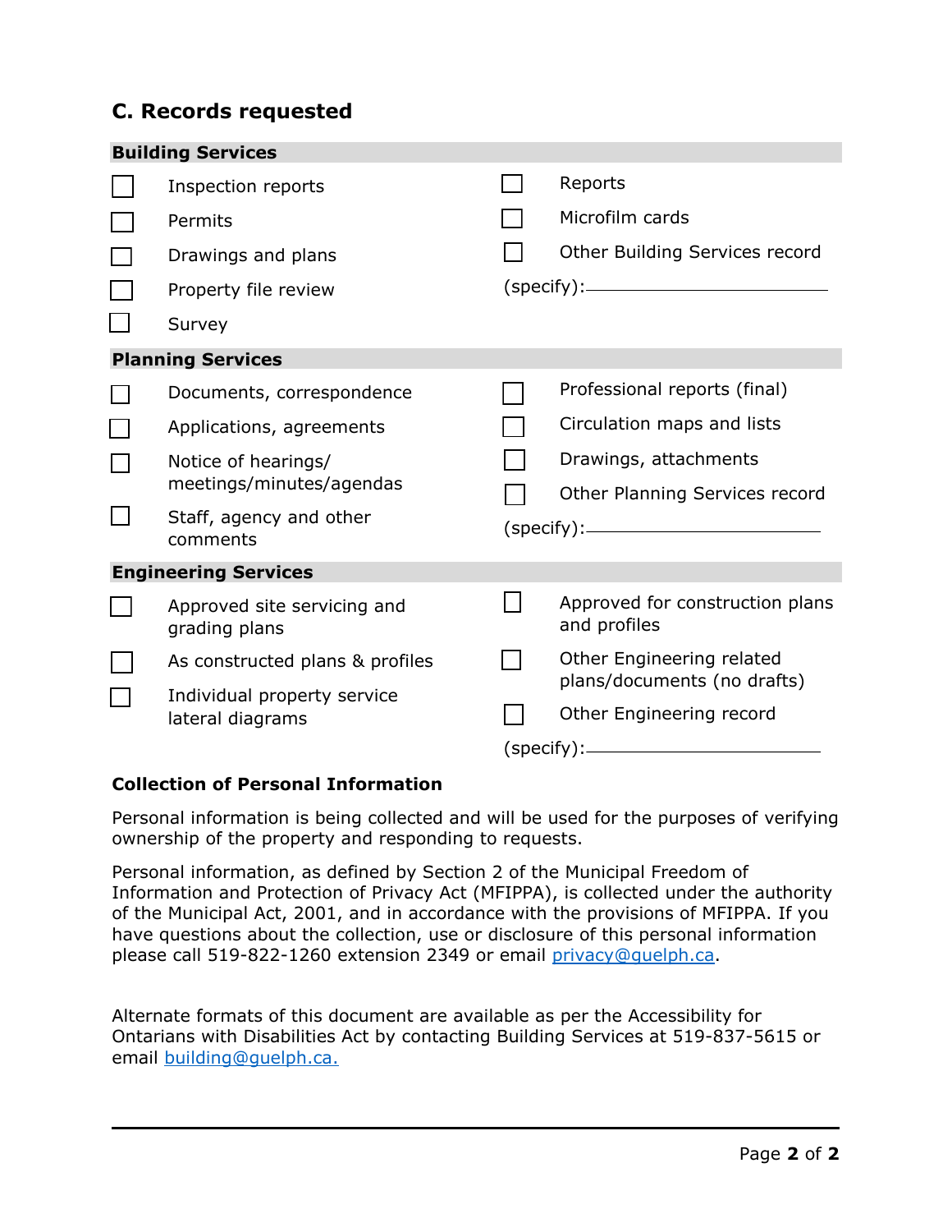## C. Records requested

**Building Services**

- ☐ Inspection reports
- ☐ Permits
- ☐ Drawings and plans
- ☐ Property file review
- ☐ Survey
- ☐ Reports
- ☐ Microfilm cards
- ☐ Other Building Services record

(specify):\_\_\_\_\_\_\_\_\_\_\_\_\_\_\_\_\_\_\_\_\_\_\_\_

**Planning Services**

- ☐ Documents, correspondence
- ☐ Applications, agreements
- ☐ Notice of hearings/ meetings/minutes/agendas
- ☐ Staff, agency and other comments
- ☐ Professional reports (final)
- ☐ Circulation maps and lists
- ☐ Drawings, attachments
- ☐ Other Planning Services record

(specify):\_\_\_\_\_\_\_\_\_\_\_\_\_\_\_\_\_\_\_\_\_\_\_\_

**Engineering Services**

- ☐ Approved site servicing and grading plans
- ☐ As constructed plans & profiles
- ☐ Individual property service lateral diagrams
- ☐ Approved for construction plans and profiles
- ☐ Other Engineering related plans/documents (no drafts)
- ☐ Other Engineering record

(specify):\_\_\_\_\_\_\_\_\_\_\_\_\_\_\_\_\_\_\_\_\_\_\_\_

### Collection of Personal Information

Personal information is being collected and will be used for the purposes of verifying ownership of the property and responding to requests.

Personal information, as defined by Section 2 of the Municipal Freedom of Information and Protection of Privacy Act (MFIPPA), is collected under the authority of the Municipal Act, 2001, and in accordance with the provisions of MFIPPA. If you have questions about the collection, use or disclosure of this personal information please call 519-822-1260 extension 2349 or email privacy@guelph.ca.

Alternate formats of this document are available as per the Accessibility for Ontarians with Disabilities Act by contacting Building Services at 519-837-5615 or email building@guelph.ca.